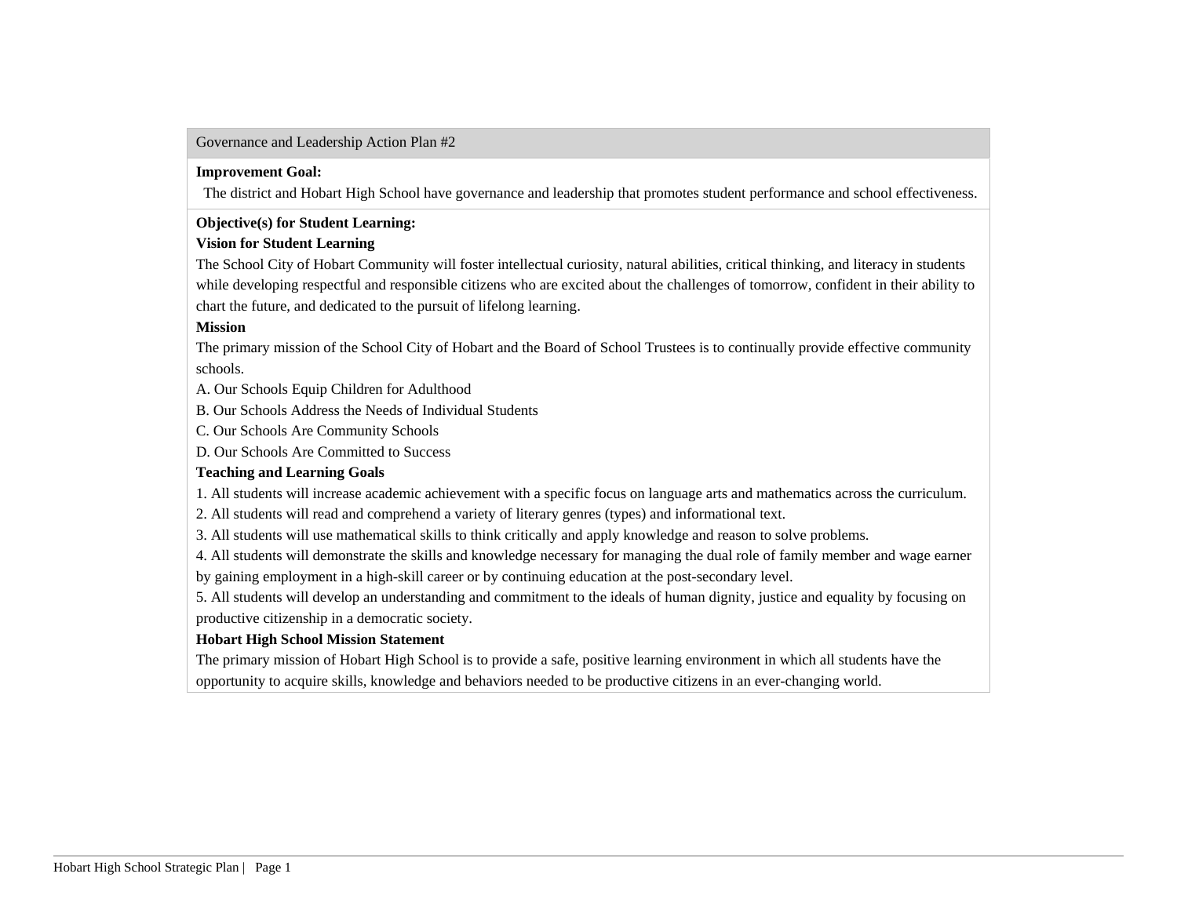| Governance and Leadership Action Plan #2 |
|---|
| **Improvement Goal:**<br>The district and Hobart High School have governance and leadership that promotes student performance and school effectiveness. |
| **Objective(s) for Student Learning:**<br>**Vision for Student Learning**<br>The School City of Hobart Community will foster intellectual curiosity, natural abilities, critical thinking, and literacy in students while developing respectful and responsible citizens who are excited about the challenges of tomorrow, confident in their ability to chart the future, and dedicated to the pursuit of lifelong learning.<br>**Mission**<br>The primary mission of the School City of Hobart and the Board of School Trustees is to continually provide effective community schools.<br>A. Our Schools Equip Children for Adulthood<br>B. Our Schools Address the Needs of Individual Students<br>C. Our Schools Are Community Schools<br>D. Our Schools Are Committed to Success<br>**Teaching and Learning Goals**<br>1. All students will increase academic achievement with a specific focus on language arts and mathematics across the curriculum.<br>2. All students will read and comprehend a variety of literary genres (types) and informational text.<br>3. All students will use mathematical skills to think critically and apply knowledge and reason to solve problems.<br>4. All students will demonstrate the skills and knowledge necessary for managing the dual role of family member and wage earner by gaining employment in a high-skill career or by continuing education at the post-secondary level.<br>5. All students will develop an understanding and commitment to the ideals of human dignity, justice and equality by focusing on productive citizenship in a democratic society.<br>**Hobart High School Mission Statement**<br>The primary mission of Hobart High School is to provide a safe, positive learning environment in which all students have the opportunity to acquire skills, knowledge and behaviors needed to be productive citizens in an ever-changing world. |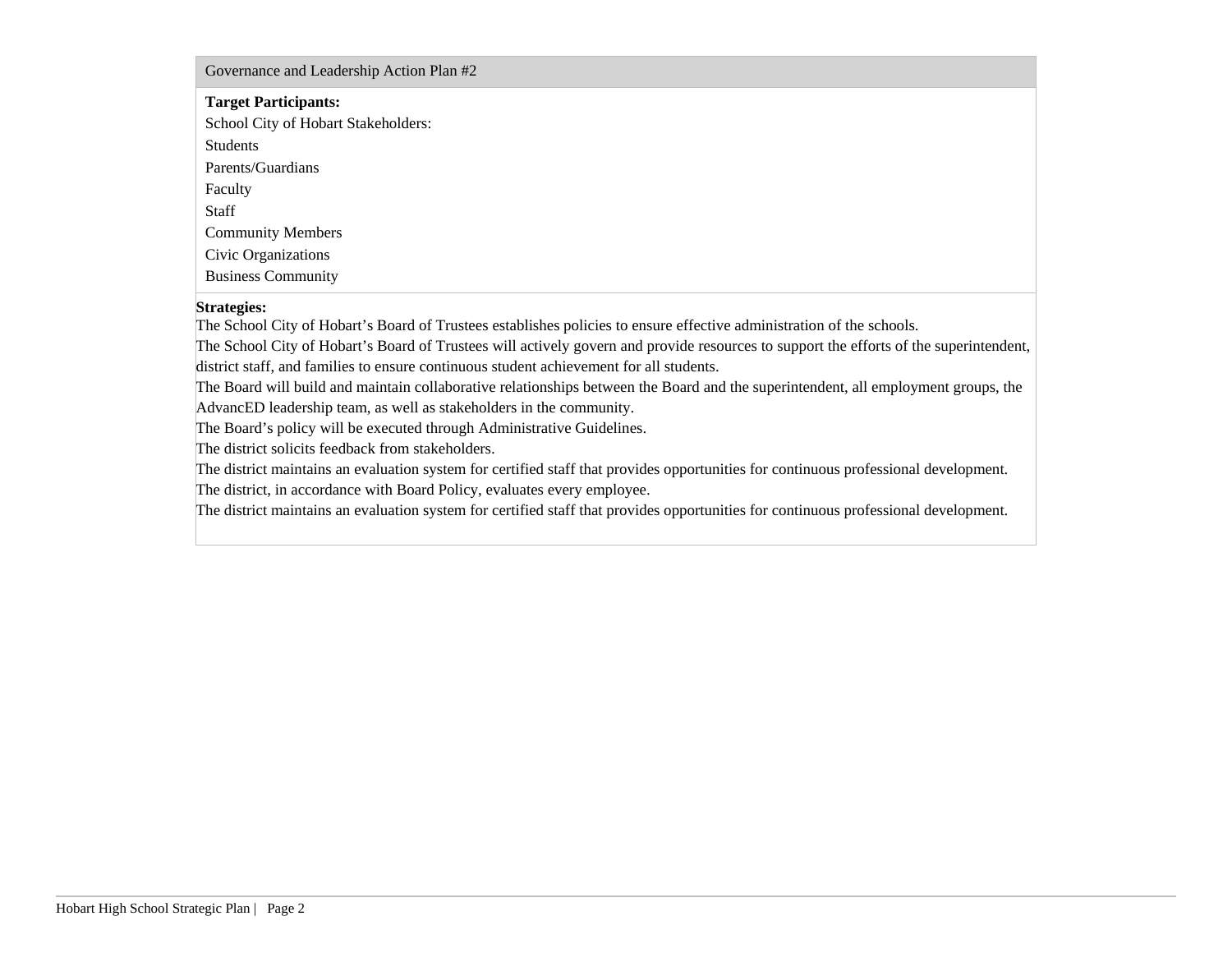## Governance and Leadership Action Plan #2

**Target Participants:**

School City of Hobart Stakeholders:

Students

Parents/Guardians

Faculty

Staff

Community Members

Civic Organizations

Business Community

**Strategies:**

The School City of Hobart's Board of Trustees establishes policies to ensure effective administration of the schools.

The School City of Hobart's Board of Trustees will actively govern and provide resources to support the efforts of the superintendent, district staff, and families to ensure continuous student achievement for all students.

The Board will build and maintain collaborative relationships between the Board and the superintendent, all employment groups, the AdvancED leadership team, as well as stakeholders in the community.

The Board's policy will be executed through Administrative Guidelines.

The district solicits feedback from stakeholders.

The district maintains an evaluation system for certified staff that provides opportunities for continuous professional development.

The district, in accordance with Board Policy, evaluates every employee.

The district maintains an evaluation system for certified staff that provides opportunities for continuous professional development.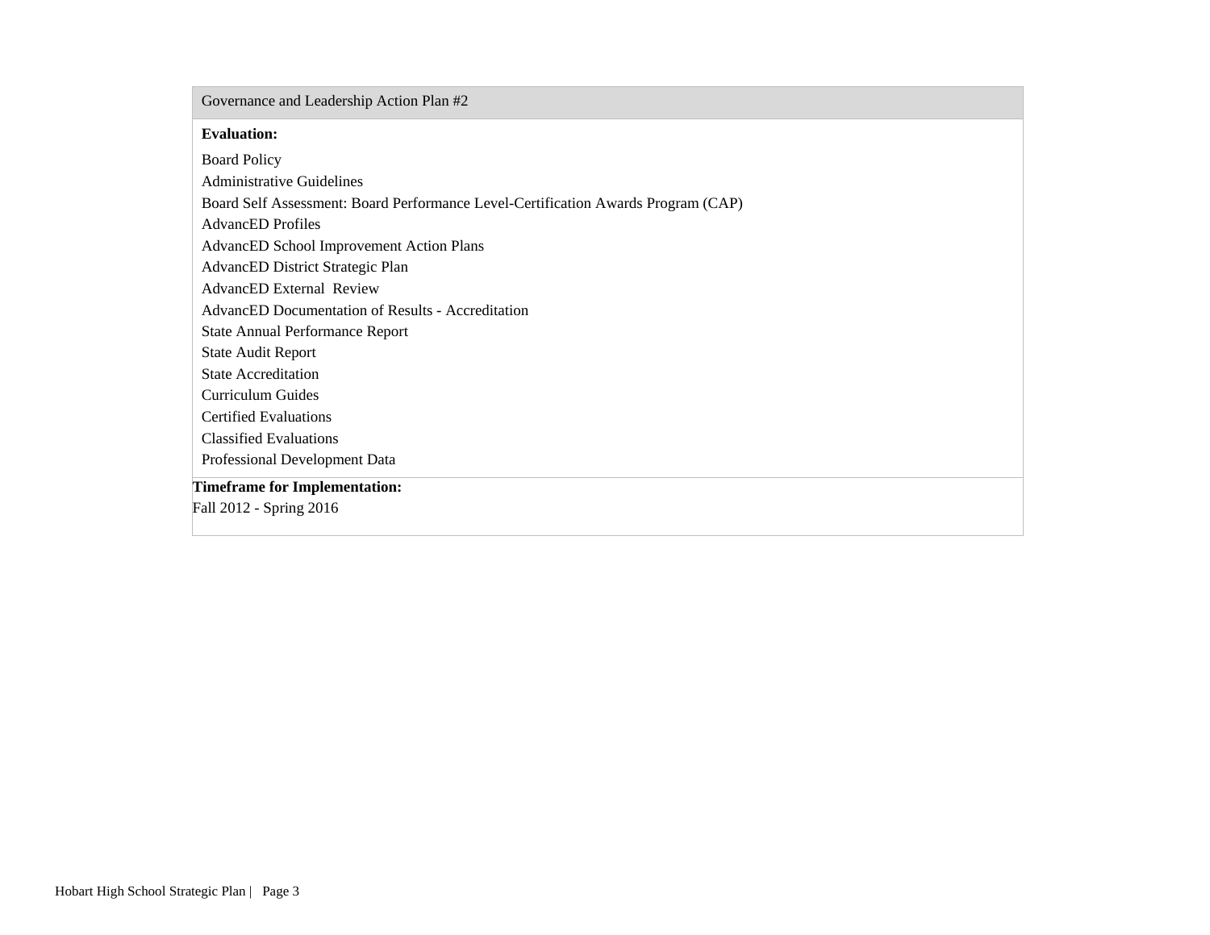Governance and Leadership Action Plan #2

**Evaluation:**

Board Policy
Administrative Guidelines
Board Self Assessment: Board Performance Level-Certification Awards Program (CAP)
AdvancED Profiles
AdvancED School Improvement Action Plans
AdvancED District Strategic Plan
AdvancED External Review
AdvancED Documentation of Results - Accreditation
State Annual Performance Report
State Audit Report
State Accreditation
Curriculum Guides
Certified Evaluations
Classified Evaluations
Professional Development Data

**Timeframe for Implementation:**

Fall 2012 - Spring 2016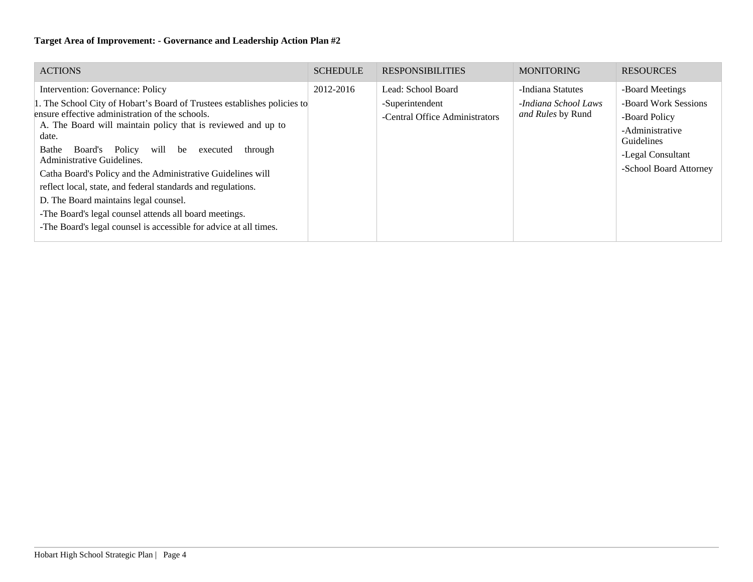**Target Area of Improvement: - Governance and Leadership Action Plan #2**

| ACTIONS | SCHEDULE | RESPONSIBILITIES | MONITORING | RESOURCES |
|---|---|---|---|---|
| Intervention: Governance: Policy<br>1. The School City of Hobart's Board of Trustees establishes policies to ensure effective administration of the schools.<br>A. The Board will maintain policy that is reviewed and up to date.<br>Bathe Board's Policy will be executed through Administrative Guidelines.<br>Catha Board's Policy and the Administrative Guidelines will reflect local, state, and federal standards and regulations.<br>D. The Board maintains legal counsel.<br>-The Board's legal counsel attends all board meetings.<br>-The Board's legal counsel is accessible for advice at all times. | 2012-2016 | Lead: School Board<br>-Superintendent<br>-Central Office Administrators | -Indiana Statutes<br>-*Indiana School Laws and Rules* by Rund | -Board Meetings<br>-Board Work Sessions<br>-Board Policy<br>-Administrative Guidelines<br>-Legal Consultant<br>-School Board Attorney |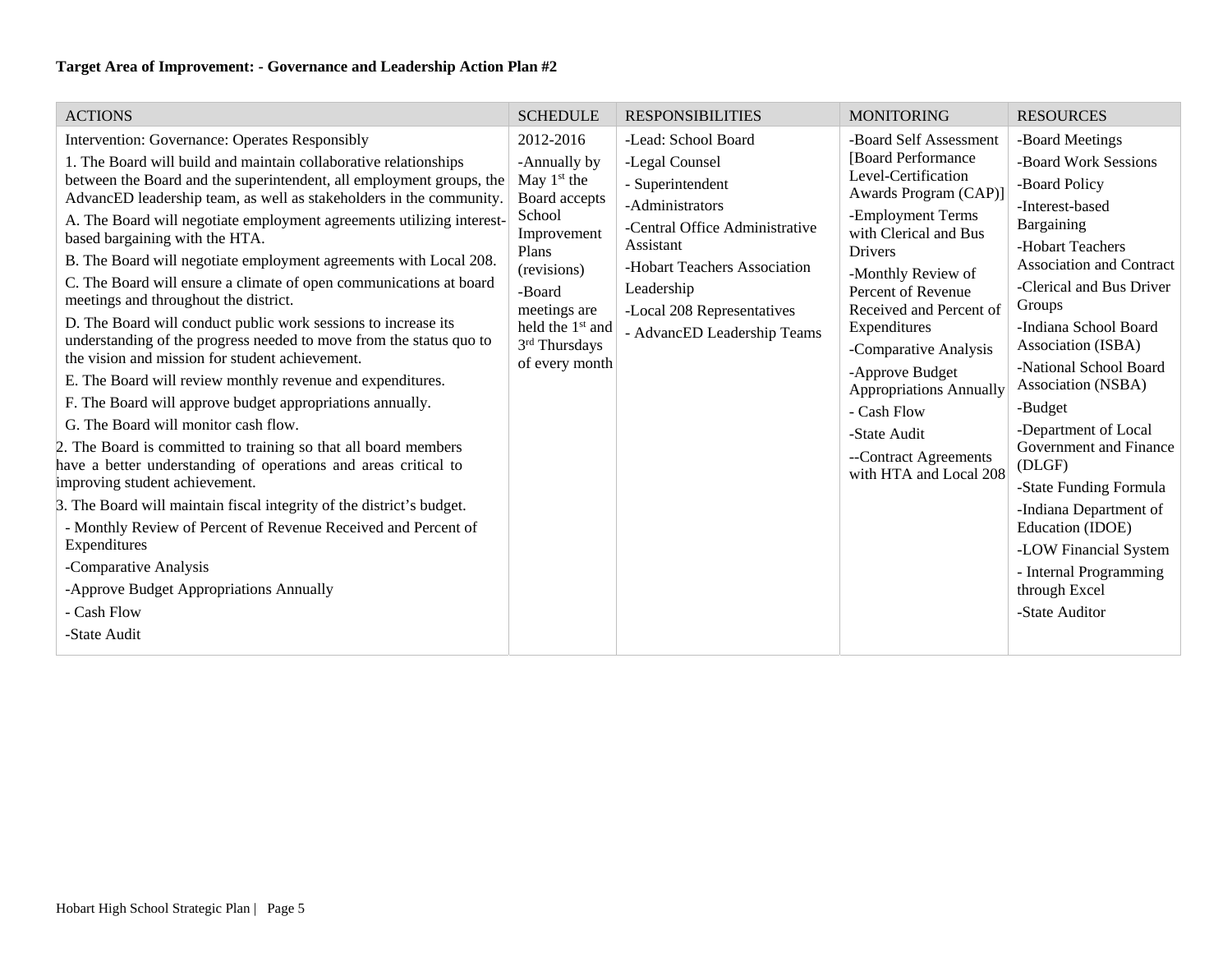**Target Area of Improvement: - Governance and Leadership Action Plan #2**

| ACTIONS | SCHEDULE | RESPONSIBILITIES | MONITORING | RESOURCES |
|---|---|---|---|---|
| Intervention: Governance: Operates Responsibly<br>1. The Board will build and maintain collaborative relationships between the Board and the superintendent, all employment groups, the AdvancED leadership team, as well as stakeholders in the community.<br>A. The Board will negotiate employment agreements utilizing interest-based bargaining with the HTA.<br>B. The Board will negotiate employment agreements with Local 208.<br>C. The Board will ensure a climate of open communications at board meetings and throughout the district.<br>D. The Board will conduct public work sessions to increase its understanding of the progress needed to move from the status quo to the vision and mission for student achievement.<br>E. The Board will review monthly revenue and expenditures.<br>F. The Board will approve budget appropriations annually.<br>G. The Board will monitor cash flow.<br>2. The Board is committed to training so that all board members have a better understanding of operations and areas critical to improving student achievement.<br>3. The Board will maintain fiscal integrity of the district's budget.<br>- Monthly Review of Percent of Revenue Received and Percent of Expenditures<br>-Comparative Analysis<br>-Approve Budget Appropriations Annually<br>- Cash Flow<br>-State Audit | 2012-2016<br>-Annually by May 1st the Board accepts School Improvement Plans (revisions)<br>-Board meetings are held the 1st and 3rd Thursdays of every month | -Lead: School Board<br>-Legal Counsel<br>- Superintendent<br>-Administrators<br>-Central Office Administrative Assistant<br>-Hobart Teachers Association Leadership<br>-Local 208 Representatives<br>- AdvancED Leadership Teams | -Board Self Assessment [Board Performance Level-Certification Awards Program (CAP)]<br>-Employment Terms with Clerical and Bus Drivers<br>-Monthly Review of Percent of Revenue Received and Percent of Expenditures<br>-Comparative Analysis<br>-Approve Budget Appropriations Annually<br>- Cash Flow<br>-State Audit<br>--Contract Agreements with HTA and Local 208 | -Board Meetings<br>-Board Work Sessions<br>-Board Policy<br>-Interest-based Bargaining<br>-Hobart Teachers Association and Contract<br>-Clerical and Bus Driver Groups<br>-Indiana School Board Association (ISBA)<br>-National School Board Association (NSBA)<br>-Budget<br>-Department of Local Government and Finance (DLGF)<br>-State Funding Formula<br>-Indiana Department of Education (IDOE)<br>-LOW Financial System<br>- Internal Programming through Excel<br>-State Auditor |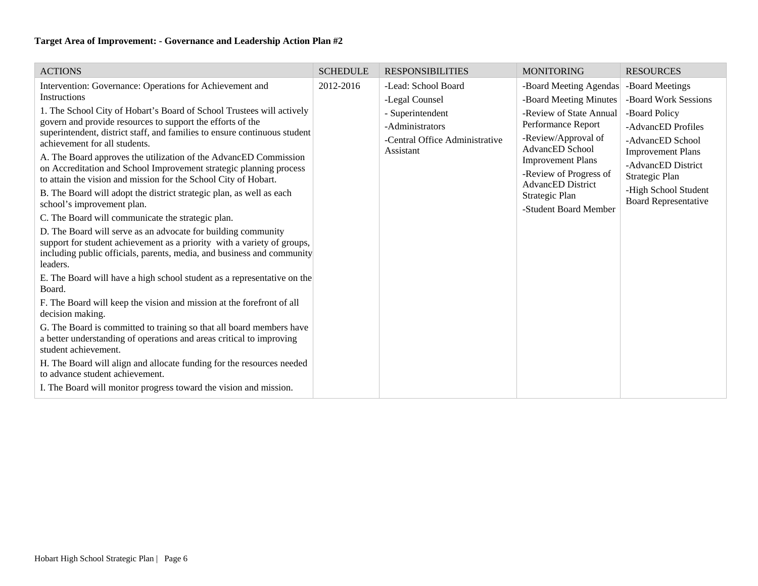**Target Area of Improvement: - Governance and Leadership Action Plan #2**

| ACTIONS | SCHEDULE | RESPONSIBILITIES | MONITORING | RESOURCES |
|---|---|---|---|---|
| Intervention: Governance: Operations for Achievement and Instructions<br><br>1. The School City of Hobart's Board of School Trustees will actively govern and provide resources to support the efforts of the superintendent, district staff, and families to ensure continuous student achievement for all students.<br><br>A. The Board approves the utilization of the AdvancED Commission on Accreditation and School Improvement strategic planning process to attain the vision and mission for the School City of Hobart.<br><br>B. The Board will adopt the district strategic plan, as well as each school's improvement plan.<br><br>C. The Board will communicate the strategic plan.<br><br>D. The Board will serve as an advocate for building community support for student achievement as a priority with a variety of groups, including public officials, parents, media, and business and community leaders.<br><br>E. The Board will have a high school student as a representative on the Board.<br><br>F. The Board will keep the vision and mission at the forefront of all decision making.<br><br>G. The Board is committed to training so that all board members have a better understanding of operations and areas critical to improving student achievement.<br><br>H. The Board will align and allocate funding for the resources needed to advance student achievement.<br><br>I. The Board will monitor progress toward the vision and mission. | 2012-2016 | -Lead: School Board<br>-Legal Counsel<br>- Superintendent<br>-Administrators<br>-Central Office Administrative Assistant | -Board Meeting Agendas<br>-Board Meeting Minutes<br>-Review of State Annual Performance Report<br>-Review/Approval of AdvancED School Improvement Plans<br>-Review of Progress of AdvancED District Strategic Plan<br>-Student Board Member | -Board Meetings<br>-Board Work Sessions<br>-Board Policy<br>-AdvancED Profiles<br>-AdvancED School Improvement Plans<br>-AdvancED District Strategic Plan<br>-High School Student Board Representative |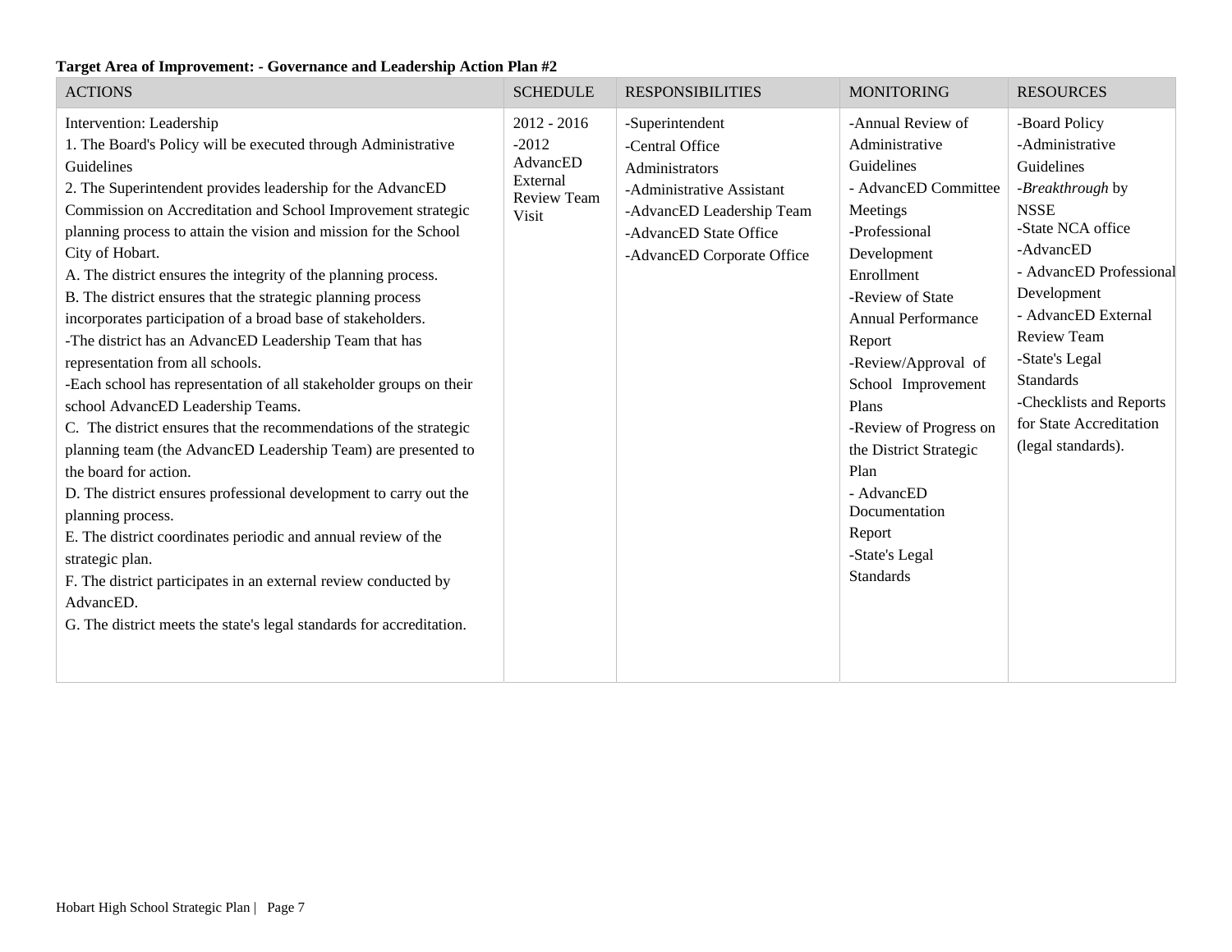**Target Area of Improvement: - Governance and Leadership Action Plan #2**

| ACTIONS | SCHEDULE | RESPONSIBILITIES | MONITORING | RESOURCES |
|---|---|---|---|---|
| Intervention: Leadership<br>1. The Board's Policy will be executed through Administrative Guidelines<br>2. The Superintendent provides leadership for the AdvancED Commission on Accreditation and School Improvement strategic planning process to attain the vision and mission for the School City of Hobart.<br>A. The district ensures the integrity of the planning process.<br>B. The district ensures that the strategic planning process incorporates participation of a broad base of stakeholders.<br>-The district has an AdvancED Leadership Team that has representation from all schools.<br>-Each school has representation of all stakeholder groups on their school AdvancED Leadership Teams.<br>C. The district ensures that the recommendations of the strategic planning team (the AdvancED Leadership Team) are presented to the board for action.<br>D. The district ensures professional development to carry out the planning process.<br>E. The district coordinates periodic and annual review of the strategic plan.<br>F. The district participates in an external review conducted by AdvancED.<br>G. The district meets the state's legal standards for accreditation. | 2012 - 2016<br>-2012 AdvancED External Review Team Visit | -Superintendent<br>-Central Office Administrators<br>-Administrative Assistant<br>-AdvancED Leadership Team<br>-AdvancED State Office<br>-AdvancED Corporate Office | -Annual Review of Administrative Guidelines<br>- AdvancED Committee Meetings<br>-Professional Development Enrollment<br>-Review of State Annual Performance Report<br>-Review/Approval of School Improvement Plans<br>-Review of Progress on the District Strategic Plan<br>- AdvancED Documentation Report<br>-State's Legal Standards | -Board Policy<br>-Administrative Guidelines<br>-*Breakthrough* by NSSE<br>-State NCA office<br>-AdvancED<br>- AdvancED Professional Development<br>- AdvancED External Review Team<br>-State's Legal Standards<br>-Checklists and Reports for State Accreditation (legal standards). |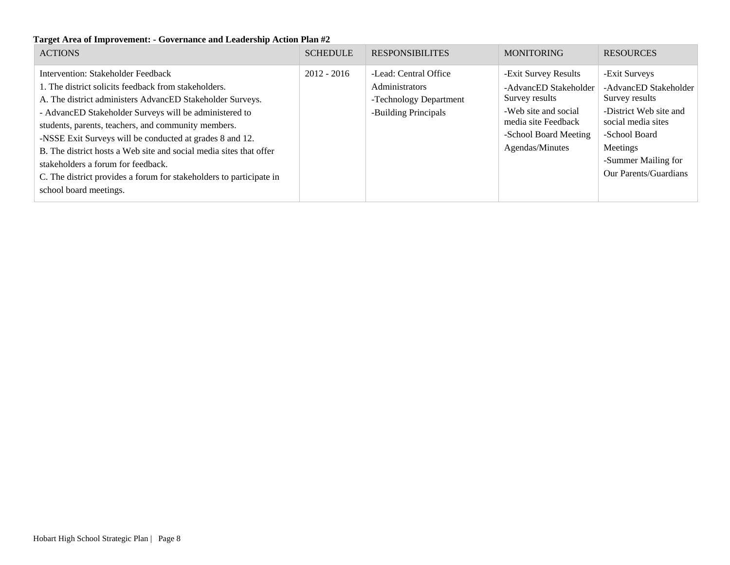**Target Area of Improvement: - Governance and Leadership Action Plan #2**

| ACTIONS | SCHEDULE | RESPONSIBILITES | MONITORING | RESOURCES |
|---|---|---|---|---|
| Intervention: Stakeholder Feedback<br>1. The district solicits feedback from stakeholders.<br>A. The district administers AdvancED Stakeholder Surveys.<br>- AdvancED Stakeholder Surveys will be administered to students, parents, teachers, and community members.<br>-NSSE Exit Surveys will be conducted at grades 8 and 12.<br>B. The district hosts a Web site and social media sites that offer stakeholders a forum for feedback.<br>C. The district provides a forum for stakeholders to participate in school board meetings. | 2012 - 2016 | -Lead: Central Office Administrators<br>-Technology Department<br>-Building Principals | -Exit Survey Results<br>-AdvancED Stakeholder Survey results<br>-Web site and social media site Feedback<br>-School Board Meeting Agendas/Minutes | -Exit Surveys<br>-AdvancED Stakeholder Survey results<br>-District Web site and social media sites<br>-School Board Meetings<br>-Summer Mailing for Our Parents/Guardians |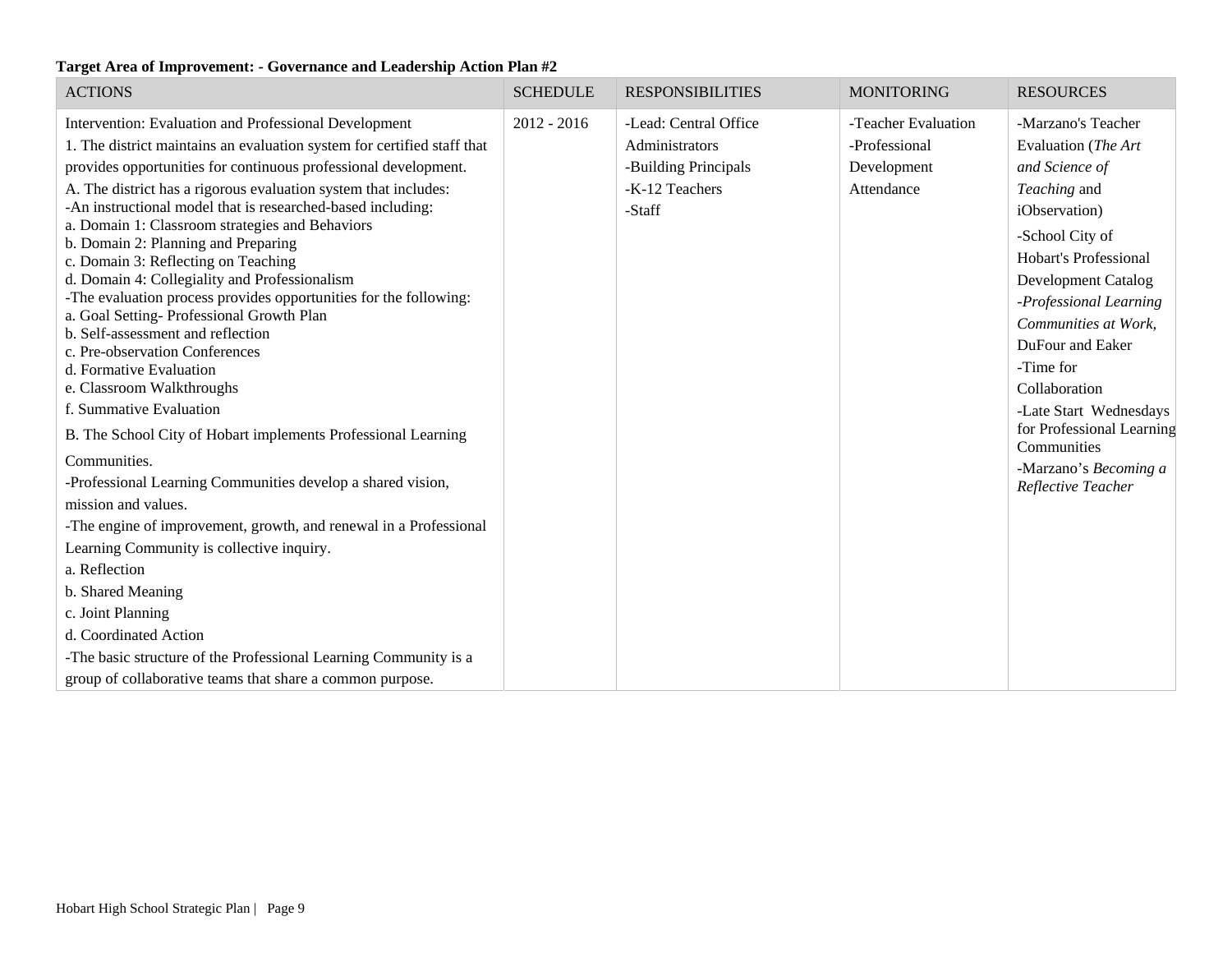**Target Area of Improvement: - Governance and Leadership Action Plan #2**

| ACTIONS | SCHEDULE | RESPONSIBILITIES | MONITORING | RESOURCES |
|---|---|---|---|---|
| Intervention: Evaluation and Professional Development<br>1. The district maintains an evaluation system for certified staff that provides opportunities for continuous professional development.<br>A. The district has a rigorous evaluation system that includes:<br>-An instructional model that is researched-based including:<br>a. Domain 1: Classroom strategies and Behaviors<br>b. Domain 2: Planning and Preparing<br>c. Domain 3: Reflecting on Teaching<br>d. Domain 4: Collegiality and Professionalism<br>-The evaluation process provides opportunities for the following:<br>a. Goal Setting- Professional Growth Plan<br>b. Self-assessment and reflection<br>c. Pre-observation Conferences<br>d. Formative Evaluation<br>e. Classroom Walkthroughs<br>f. Summative Evaluation<br>B. The School City of Hobart implements Professional Learning Communities.<br>-Professional Learning Communities develop a shared vision, mission and values.<br>-The engine of improvement, growth, and renewal in a Professional Learning Community is collective inquiry.<br>a. Reflection<br>b. Shared Meaning<br>c. Joint Planning<br>d. Coordinated Action<br>-The basic structure of the Professional Learning Community is a group of collaborative teams that share a common purpose. | 2012 - 2016 | -Lead: Central Office Administrators<br>-Building Principals<br>-K-12 Teachers<br>-Staff | -Teacher Evaluation<br>-Professional Development Attendance | -Marzano's Teacher Evaluation (*The Art and Science of Teaching* and iObservation)<br>-School City of Hobart's Professional Development Catalog<br>-*Professional Learning Communities at Work,* DuFour and Eaker<br>-Time for Collaboration<br>-Late Start Wednesdays for Professional Learning Communities<br>-Marzano's *Becoming a Reflective Teacher* |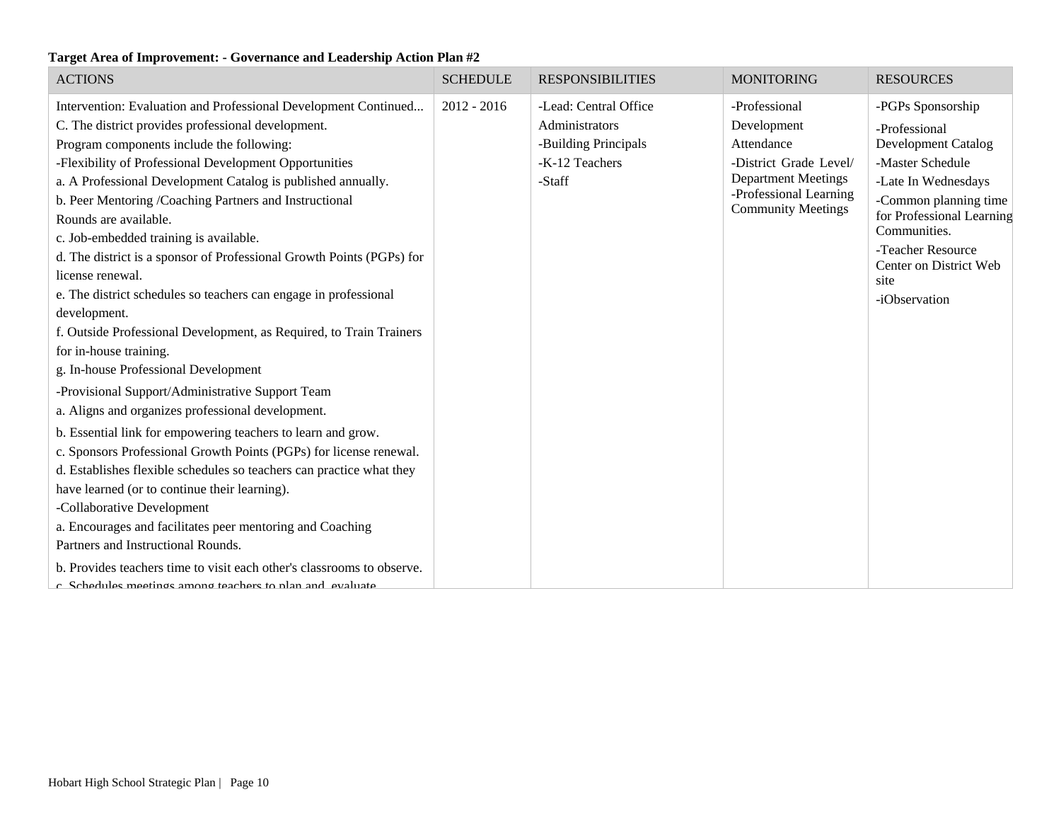**Target Area of Improvement: - Governance and Leadership Action Plan #2**

| ACTIONS | SCHEDULE | RESPONSIBILITIES | MONITORING | RESOURCES |
|---|---|---|---|---|
| Intervention: Evaluation and Professional Development Continued...<br>C. The district provides professional development.<br>Program components include the following:<br>-Flexibility of Professional Development Opportunities<br>a. A Professional Development Catalog is published annually.<br>b. Peer Mentoring /Coaching Partners and Instructional Rounds are available.<br>c. Job-embedded training is available.<br>d. The district is a sponsor of Professional Growth Points (PGPs) for license renewal.<br>e. The district schedules so teachers can engage in professional development.<br>f. Outside Professional Development, as Required, to Train Trainers for in-house training.<br>g. In-house Professional Development<br>-Provisional Support/Administrative Support Team<br>a. Aligns and organizes professional development.<br>b. Essential link for empowering teachers to learn and grow.<br>c. Sponsors Professional Growth Points (PGPs) for license renewal.<br>d. Establishes flexible schedules so teachers can practice what they have learned (or to continue their learning).<br>-Collaborative Development<br>a. Encourages and facilitates peer mentoring and Coaching Partners and Instructional Rounds.<br>b. Provides teachers time to visit each other's classrooms to observe.<br>c. Schedules meetings among teachers to plan and evaluate | 2012 - 2016 | -Lead: Central Office Administrators<br>-Building Principals<br>-K-12 Teachers<br>-Staff | -Professional Development Attendance<br>-District Grade Level/ Department Meetings<br>-Professional Learning Community Meetings | -PGPs Sponsorship<br>-Professional Development Catalog<br>-Master Schedule<br>-Late In Wednesdays<br>-Common planning time for Professional Learning Communities.<br>-Teacher Resource Center on District Web site<br>-iObservation |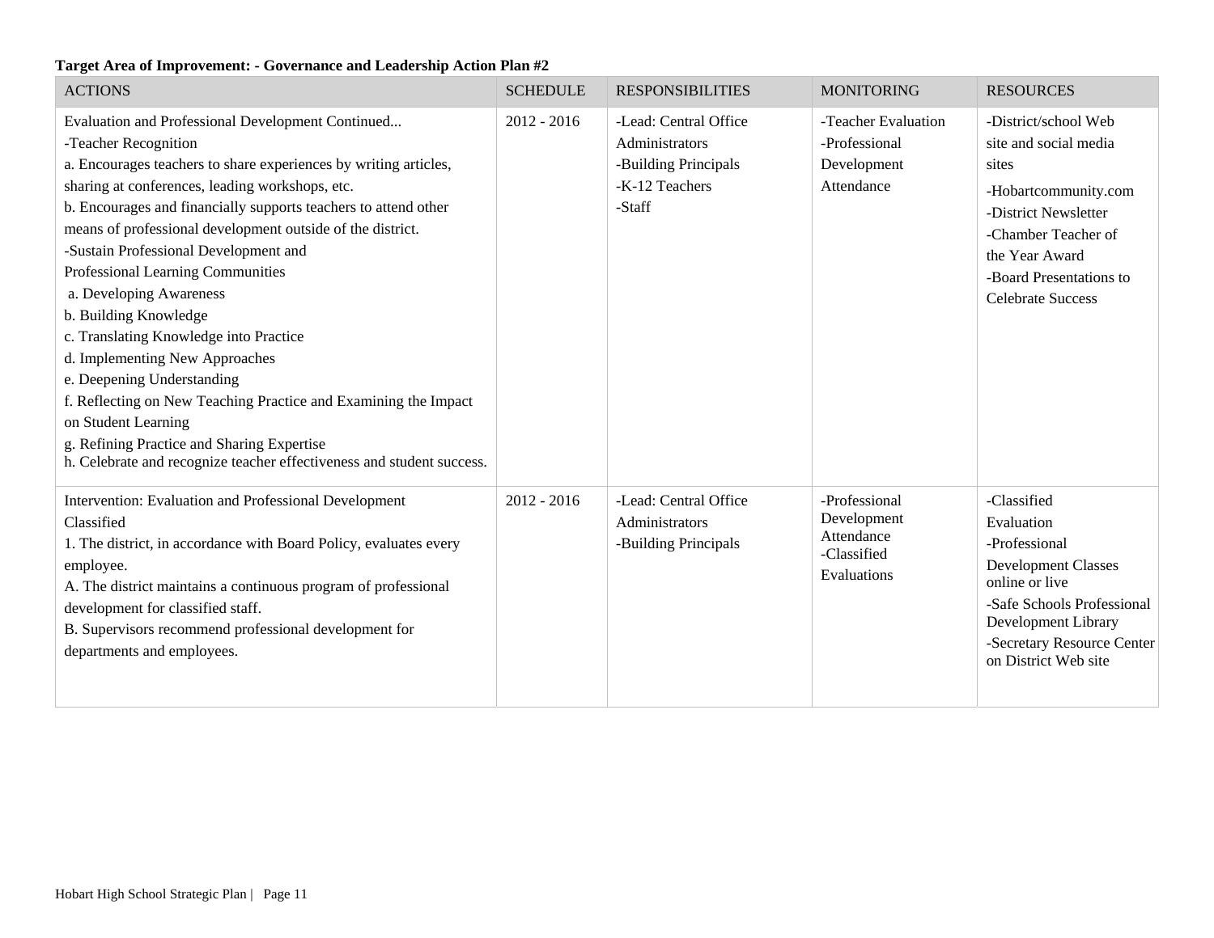**Target Area of Improvement: - Governance and Leadership Action Plan #2**

| ACTIONS | SCHEDULE | RESPONSIBILITIES | MONITORING | RESOURCES |
|---|---|---|---|---|
| Evaluation and Professional Development Continued...<br>-Teacher Recognition<br>a. Encourages teachers to share experiences by writing articles, sharing at conferences, leading workshops, etc.<br>b. Encourages and financially supports teachers to attend other means of professional development outside of the district.<br>-Sustain Professional Development and Professional Learning Communities<br>a. Developing Awareness<br>b. Building Knowledge<br>c. Translating Knowledge into Practice<br>d. Implementing New Approaches<br>e. Deepening Understanding<br>f. Reflecting on New Teaching Practice and Examining the Impact on Student Learning<br>g. Refining Practice and Sharing Expertise<br>h. Celebrate and recognize teacher effectiveness and student success. | 2012 - 2016 | -Lead: Central Office Administrators<br>-Building Principals<br>-K-12 Teachers<br>-Staff | -Teacher Evaluation<br>-Professional Development Attendance | -District/school Web site and social media sites<br>-Hobartcommunity.com<br>-District Newsletter<br>-Chamber Teacher of the Year Award<br>-Board Presentations to Celebrate Success |
| Intervention: Evaluation and Professional Development Classified<br>1. The district, in accordance with Board Policy, evaluates every employee.<br>A. The district maintains a continuous program of professional development for classified staff.<br>B. Supervisors recommend professional development for departments and employees. | 2012 - 2016 | -Lead: Central Office Administrators<br>-Building Principals | -Professional Development Attendance<br>-Classified Evaluations | -Classified Evaluation<br>-Professional Development Classes online or live<br>-Safe Schools Professional Development Library<br>-Secretary Resource Center on District Web site |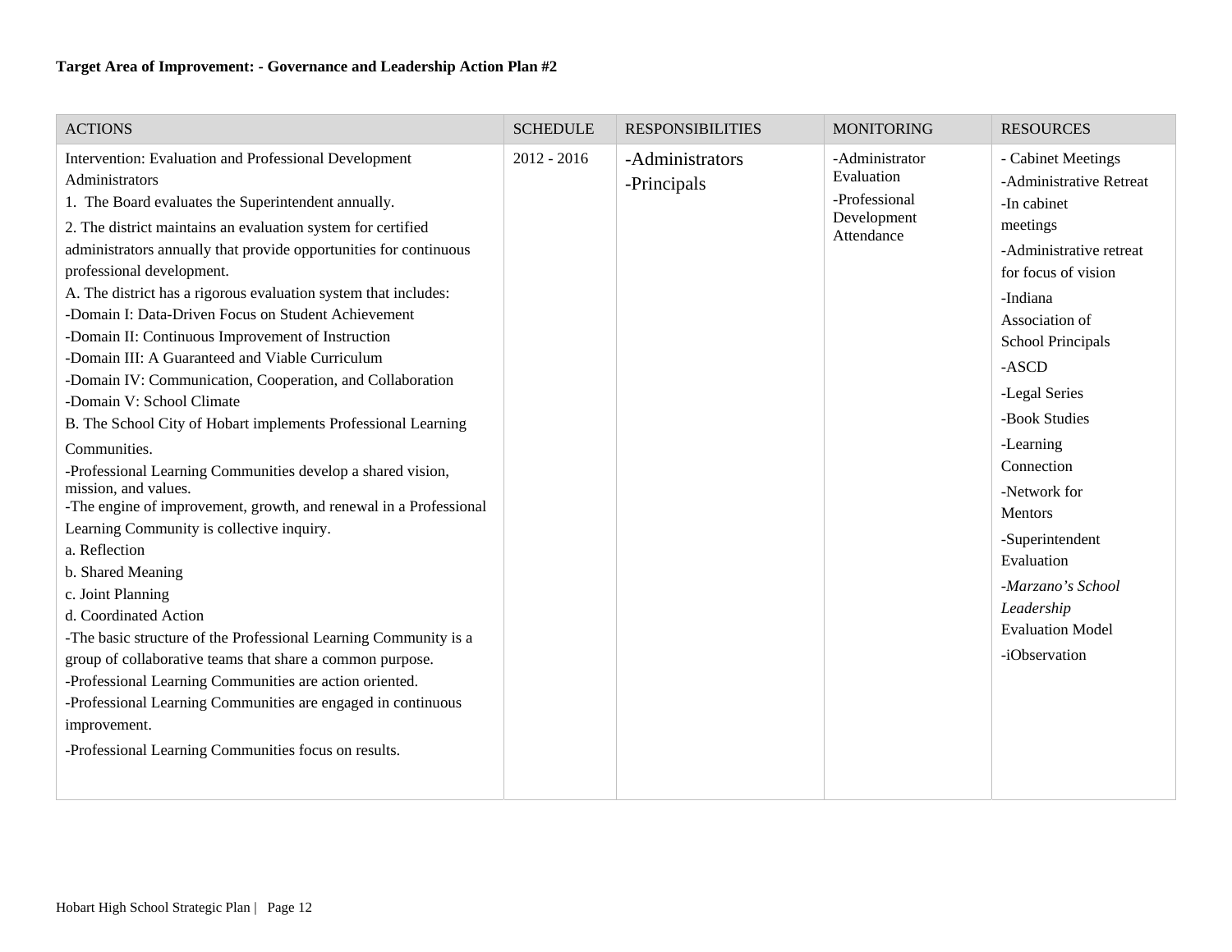**Target Area of Improvement: - Governance and Leadership Action Plan #2**

| ACTIONS | SCHEDULE | RESPONSIBILITIES | MONITORING | RESOURCES |
|---|---|---|---|---|
| Intervention: Evaluation and Professional Development Administrators<br>1. The Board evaluates the Superintendent annually.<br>2. The district maintains an evaluation system for certified administrators annually that provide opportunities for continuous professional development.<br>A. The district has a rigorous evaluation system that includes:<br>-Domain I: Data-Driven Focus on Student Achievement<br>-Domain II: Continuous Improvement of Instruction<br>-Domain III: A Guaranteed and Viable Curriculum<br>-Domain IV: Communication, Cooperation, and Collaboration<br>-Domain V: School Climate<br>B. The School City of Hobart implements Professional Learning Communities.<br>-Professional Learning Communities develop a shared vision, mission, and values.<br>-The engine of improvement, growth, and renewal in a Professional Learning Community is collective inquiry.<br>a. Reflection<br>b. Shared Meaning<br>c. Joint Planning<br>d. Coordinated Action<br>-The basic structure of the Professional Learning Community is a group of collaborative teams that share a common purpose.<br>-Professional Learning Communities are action oriented.<br>-Professional Learning Communities are engaged in continuous improvement.<br>-Professional Learning Communities focus on results. | 2012 - 2016 | -Administrators<br>-Principals | -Administrator Evaluation<br>-Professional Development Attendance | - Cabinet Meetings<br>-Administrative Retreat<br>-In cabinet meetings<br>-Administrative retreat for focus of vision<br>-Indiana Association of School Principals<br>-ASCD<br>-Legal Series<br>-Book Studies<br>-Learning Connection<br>-Network for Mentors<br>-Superintendent Evaluation<br>-*Marzano's School Leadership* Evaluation Model<br>-iObservation |